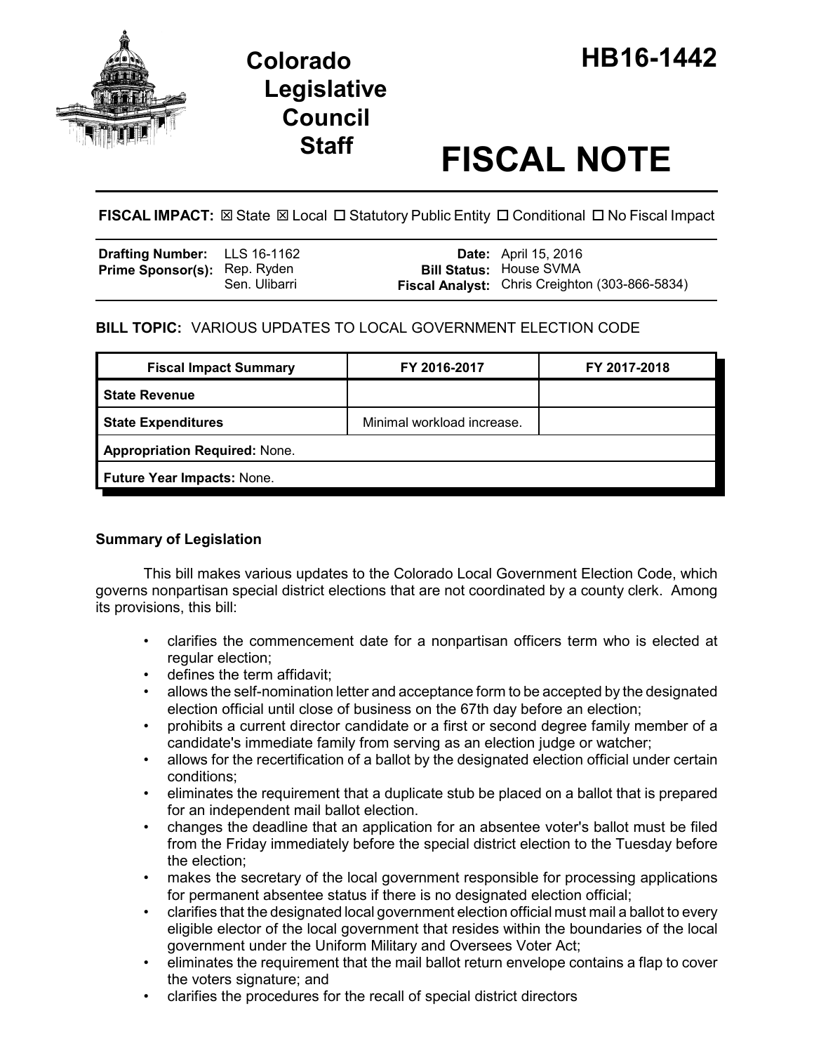# Colorado Legislative Council Staff

# HB16-1442

# FISCAL NOTE

**FISCAL IMPACT:** ☒ State ☒ Local ☐ Statutory Public Entity ☐ Conditional ☐ No Fiscal Impact

| | | | |
|---|---|---|---|
| **Drafting Number:** | LLS 16-1162 | **Date:** | April 15, 2016 |
| **Prime Sponsor(s):** | Rep. Ryden<br>Sen. Ulibarri | **Bill Status:** | House SVMA |
| | | **Fiscal Analyst:** | Chris Creighton (303-866-5834) |

**BILL TOPIC:** VARIOUS UPDATES TO LOCAL GOVERNMENT ELECTION CODE

| Fiscal Impact Summary | FY 2016-2017 | FY 2017-2018 |
|---|---|---|
| **State Revenue** | | |
| **State Expenditures** | Minimal workload increase. | |
| **Appropriation Required:** None. | | |
| **Future Year Impacts:** None. | | |

### Summary of Legislation

This bill makes various updates to the Colorado Local Government Election Code, which governs nonpartisan special district elections that are not coordinated by a county clerk. Among its provisions, this bill:

- clarifies the commencement date for a nonpartisan officers term who is elected at regular election;
- defines the term affidavit;
- allows the self-nomination letter and acceptance form to be accepted by the designated election official until close of business on the 67th day before an election;
- prohibits a current director candidate or a first or second degree family member of a candidate's immediate family from serving as an election judge or watcher;
- allows for the recertification of a ballot by the designated election official under certain conditions;
- eliminates the requirement that a duplicate stub be placed on a ballot that is prepared for an independent mail ballot election.
- changes the deadline that an application for an absentee voter's ballot must be filed from the Friday immediately before the special district election to the Tuesday before the election;
- makes the secretary of the local government responsible for processing applications for permanent absentee status if there is no designated election official;
- clarifies that the designated local government election official must mail a ballot to every eligible elector of the local government that resides within the boundaries of the local government under the Uniform Military and Oversees Voter Act;
- eliminates the requirement that the mail ballot return envelope contains a flap to cover the voters signature; and
- clarifies the procedures for the recall of special district directors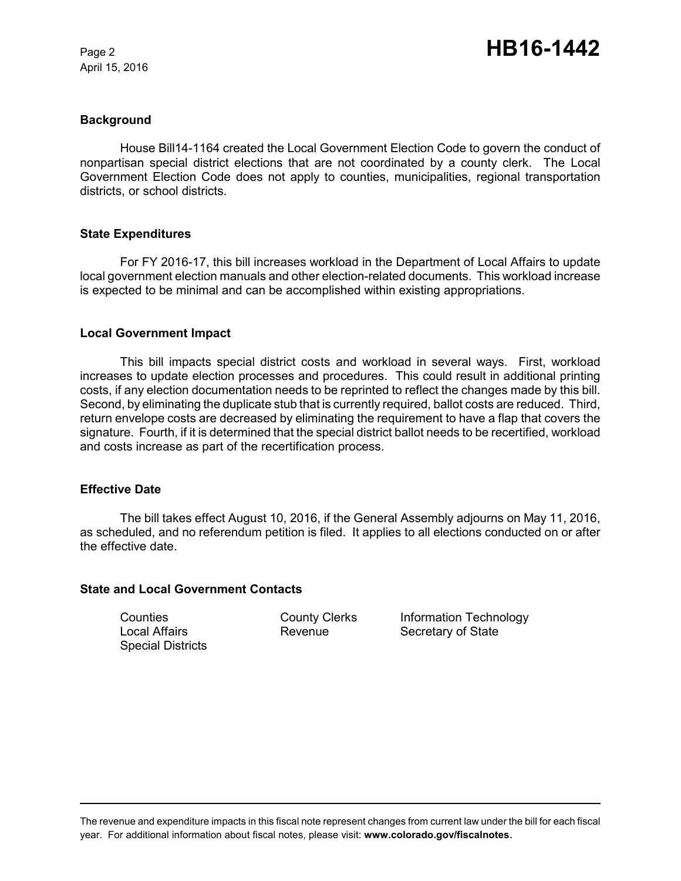## Background

House Bill14-1164 created the Local Government Election Code to govern the conduct of nonpartisan special district elections that are not coordinated by a county clerk. The Local Government Election Code does not apply to counties, municipalities, regional transportation districts, or school districts.

## State Expenditures

For FY 2016-17, this bill increases workload in the Department of Local Affairs to update local government election manuals and other election-related documents. This workload increase is expected to be minimal and can be accomplished within existing appropriations.

## Local Government Impact

This bill impacts special district costs and workload in several ways. First, workload increases to update election processes and procedures. This could result in additional printing costs, if any election documentation needs to be reprinted to reflect the changes made by this bill. Second, by eliminating the duplicate stub that is currently required, ballot costs are reduced. Third, return envelope costs are decreased by eliminating the requirement to have a flap that covers the signature. Fourth, if it is determined that the special district ballot needs to be recertified, workload and costs increase as part of the recertification process.

## Effective Date

The bill takes effect August 10, 2016, if the General Assembly adjourns on May 11, 2016, as scheduled, and no referendum petition is filed. It applies to all elections conducted on or after the effective date.

## State and Local Government Contacts

| | | |
|---|---|---|
| Counties | County Clerks | Information Technology |
| Local Affairs | Revenue | Secretary of State |
| Special Districts | | |

The revenue and expenditure impacts in this fiscal note represent changes from current law under the bill for each fiscal year. For additional information about fiscal notes, please visit: **www.colorado.gov/fiscalnotes.**